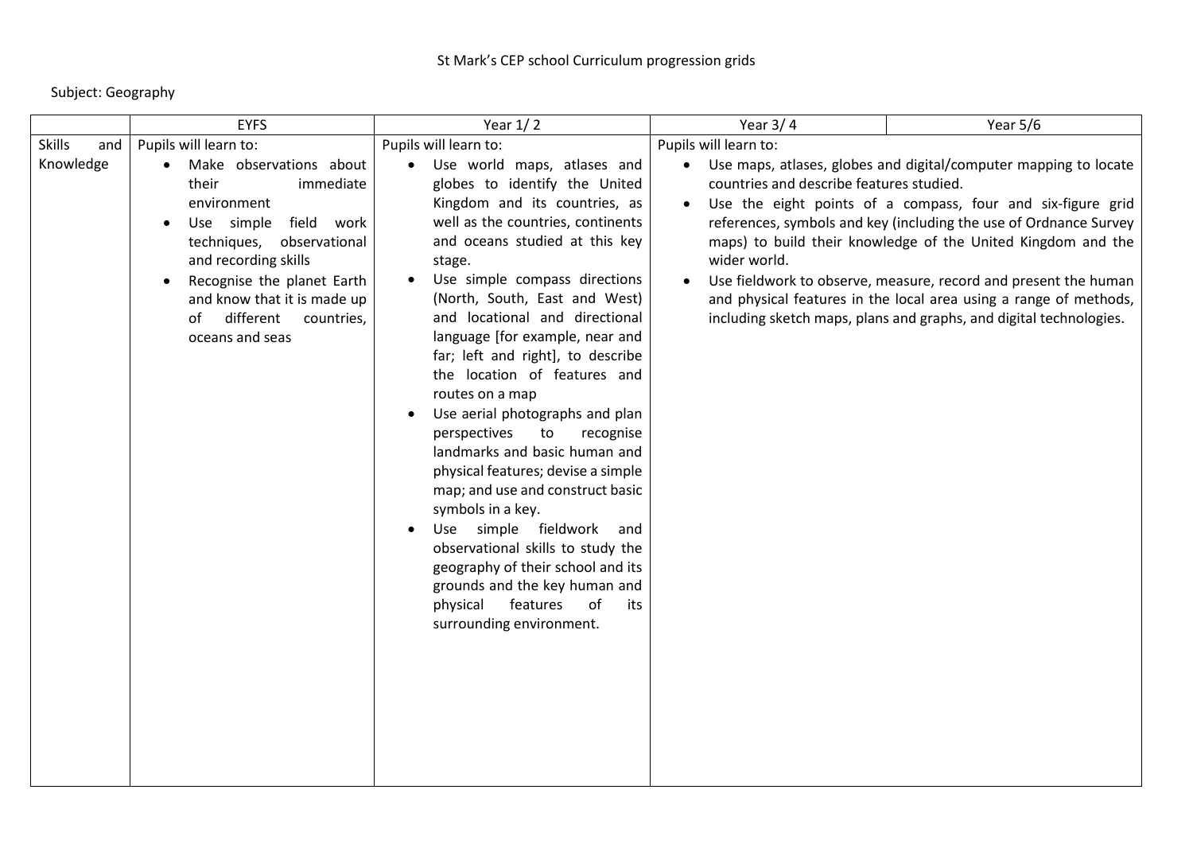St Mark's CEP school Curriculum progression grids

Subject: Geography

| | EYFS | Year 1/ 2 | Year 3/ 4 | Year 5/6 |
|---|---|---|---|---|
| Skills and Knowledge | Pupils will learn to:<br>• Make observations about their immediate environment<br>• Use simple field work techniques, observational and recording skills<br>• Recognise the planet Earth and know that it is made up of different countries, oceans and seas | Pupils will learn to:<br>• Use world maps, atlases and globes to identify the United Kingdom and its countries, as well as the countries, continents and oceans studied at this key stage.<br>• Use simple compass directions (North, South, East and West) and locational and directional language [for example, near and far; left and right], to describe the location of features and routes on a map<br>• Use aerial photographs and plan perspectives to recognise landmarks and basic human and physical features; devise a simple map; and use and construct basic symbols in a key.<br>• Use simple fieldwork and observational skills to study the geography of their school and its grounds and the key human and physical features of its surrounding environment. | Pupils will learn to:<br>• Use maps, atlases, globes and digital/computer mapping to locate countries and describe features studied.<br>• Use the eight points of a compass, four and six-figure grid references, symbols and key (including the use of Ordnance Survey maps) to build their knowledge of the United Kingdom and the wider world.<br>• Use fieldwork to observe, measure, record and present the human and physical features in the local area using a range of methods, including sketch maps, plans and graphs, and digital technologies. | |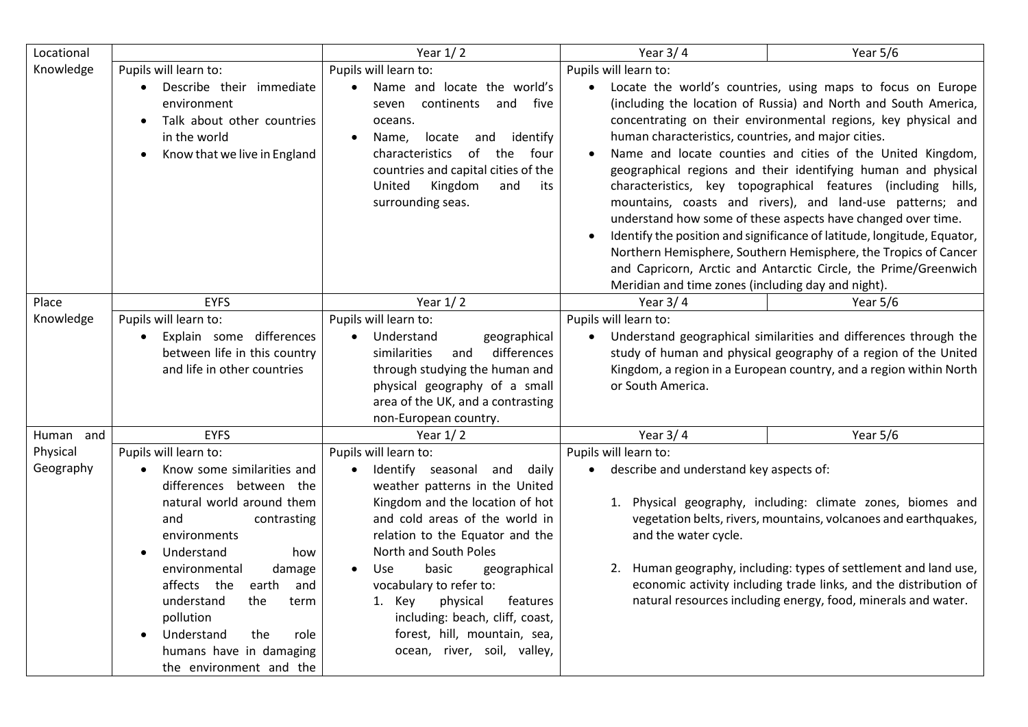| Locational Knowledge | | Year 1/ 2 | Year 3/ 4 | Year 5/6 |
|---|---|---|---|---|
| | Pupils will learn to:<br>• Describe their immediate environment<br>• Talk about other countries in the world<br>• Know that we live in England | Pupils will learn to:<br>• Name and locate the world's seven continents and five oceans.<br>• Name, locate and identify characteristics of the four countries and capital cities of the United Kingdom and its surrounding seas. | Pupils will learn to:<br>• Locate the world's countries, using maps to focus on Europe (including the location of Russia) and North and South America, concentrating on their environmental regions, key physical and human characteristics, countries, and major cities.<br>• Name and locate counties and cities of the United Kingdom, geographical regions and their identifying human and physical characteristics, key topographical features (including hills, mountains, coasts and rivers), and land-use patterns; and understand how some of these aspects have changed over time.<br>• Identify the position and significance of latitude, longitude, Equator, Northern Hemisphere, Southern Hemisphere, the Tropics of Cancer and Capricorn, Arctic and Antarctic Circle, the Prime/Greenwich Meridian and time zones (including day and night). | |
| Place Knowledge | EYFS | Year 1/ 2 | Year 3/ 4 | Year 5/6 |
| | Pupils will learn to:<br>• Explain some differences between life in this country and life in other countries | Pupils will learn to:<br>• Understand geographical similarities and differences through studying the human and physical geography of a small area of the UK, and a contrasting non-European country. | Pupils will learn to:<br>• Understand geographical similarities and differences through the study of human and physical geography of a region of the United Kingdom, a region in a European country, and a region within North or South America. | |
| Human and Physical Geography | EYFS | Year 1/ 2 | Year 3/ 4 | Year 5/6 |
| | Pupils will learn to:<br>• Know some similarities and differences between the natural world around them and contrasting environments<br>• Understand how environmental damage affects the earth and understand the term pollution<br>• Understand the role humans have in damaging the environment and the | Pupils will learn to:<br>• Identify seasonal and daily weather patterns in the United Kingdom and the location of hot and cold areas of the world in relation to the Equator and the North and South Poles<br>• Use basic geographical vocabulary to refer to:<br>1. Key physical features including: beach, cliff, coast, forest, hill, mountain, sea, ocean, river, soil, valley, | Pupils will learn to:<br>• describe and understand key aspects of:<br>1. Physical geography, including: climate zones, biomes and vegetation belts, rivers, mountains, volcanoes and earthquakes, and the water cycle.<br>2. Human geography, including: types of settlement and land use, economic activity including trade links, and the distribution of natural resources including energy, food, minerals and water. | |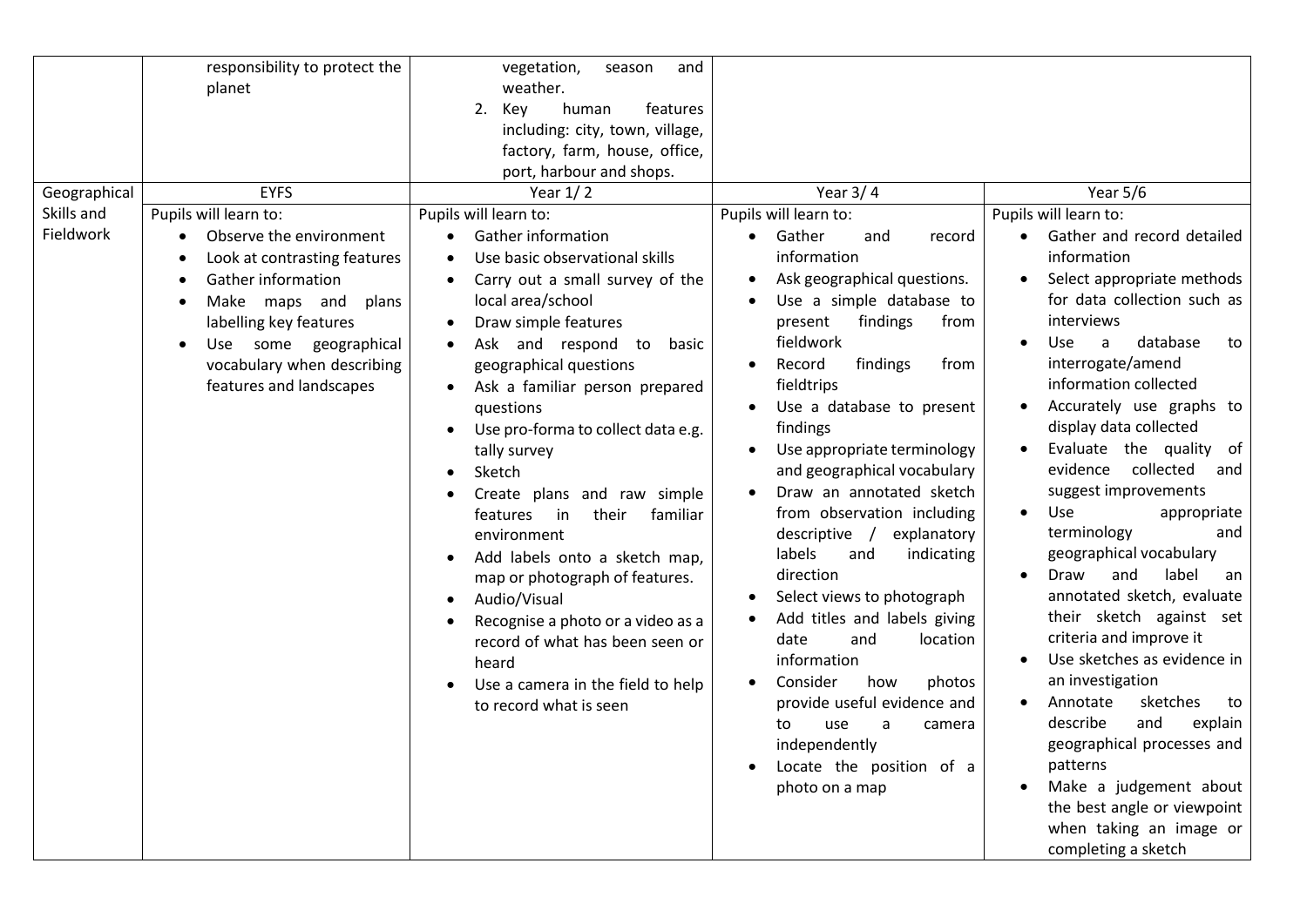| | | | | |
|---|---|---|---|---|
| | responsibility to protect the planet | vegetation, season and weather.<br>2. Key human features including: city, town, village, factory, farm, house, office, port, harbour and shops. | | |
| Geographical Skills and Fieldwork | EYFS | Year 1/ 2 | Year 3/ 4 | Year 5/6 |
| | Pupils will learn to:<br>• Observe the environment<br>• Look at contrasting features<br>• Gather information<br>• Make maps and plans labelling key features<br>• Use some geographical vocabulary when describing features and landscapes | Pupils will learn to:<br>• Gather information<br>• Use basic observational skills<br>• Carry out a small survey of the local area/school<br>• Draw simple features<br>• Ask and respond to basic geographical questions<br>• Ask a familiar person prepared questions<br>• Use pro-forma to collect data e.g. tally survey<br>• Sketch<br>• Create plans and raw simple features in their familiar environment<br>• Add labels onto a sketch map, map or photograph of features.<br>• Audio/Visual<br>• Recognise a photo or a video as a record of what has been seen or heard<br>• Use a camera in the field to help to record what is seen | Pupils will learn to:<br>• Gather and record information<br>• Ask geographical questions.<br>• Use a simple database to present findings from fieldwork<br>• Record findings from fieldtrips<br>• Use a database to present findings<br>• Use appropriate terminology and geographical vocabulary<br>• Draw an annotated sketch from observation including descriptive / explanatory labels and indicating direction<br>• Select views to photograph<br>• Add titles and labels giving date and location information<br>• Consider how photos provide useful evidence and to use a camera independently<br>• Locate the position of a photo on a map | Pupils will learn to:<br>• Gather and record detailed information<br>• Select appropriate methods for data collection such as interviews<br>• Use a database to interrogate/amend information collected<br>• Accurately use graphs to display data collected<br>• Evaluate the quality of evidence collected and suggest improvements<br>• Use appropriate terminology and geographical vocabulary<br>• Draw and label an annotated sketch, evaluate their sketch against set criteria and improve it<br>• Use sketches as evidence in an investigation<br>• Annotate sketches to describe and explain geographical processes and patterns<br>• Make a judgement about the best angle or viewpoint when taking an image or completing a sketch |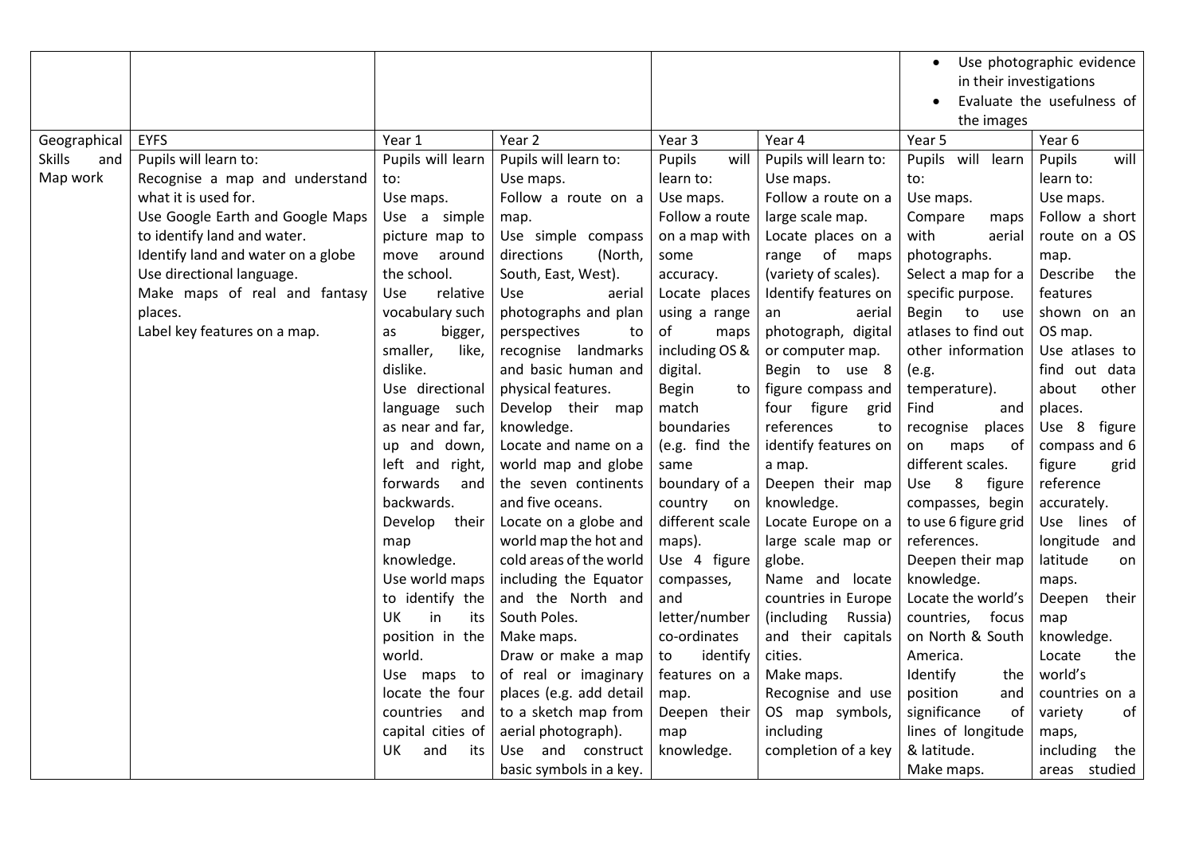| | | | | | | | |
|---|---|---|---|---|---|---|---|
| | | | | | | • Use photographic evidence in their investigations<br>• Evaluate the usefulness of the images | |
| Geographical | EYFS | Year 1 | Year 2 | Year 3 | Year 4 | Year 5 | Year 6 |
| Skills and Map work | Pupils will learn to:<br>Recognise a map and understand what it is used for.<br>Use Google Earth and Google Maps to identify land and water.<br>Identify land and water on a globe<br>Use directional language.<br>Make maps of real and fantasy places.<br>Label key features on a map. | Pupils will learn to:<br>Use maps.<br>Use a simple picture map to move around the school.<br>Use relative vocabulary such as bigger, smaller, like, dislike.<br>Use directional language such as near and far, up and down, left and right, forwards and backwards.<br>Develop their map knowledge.<br>Use world maps to identify the UK in its position in the world.<br>Use maps to locate the four countries and capital cities of UK and its | Pupils will learn to:<br>Use maps.<br>Follow a route on a map.<br>Use simple compass directions (North, South, East, West).<br>Use aerial photographs and plan perspectives to recognise landmarks and basic human and physical features.<br>Develop their map knowledge.<br>Locate and name on a world map and globe the seven continents and five oceans.<br>Locate on a globe and world map the hot and cold areas of the world including the Equator and the North and South Poles.<br>Make maps.<br>Draw or make a map of real or imaginary places (e.g. add detail to a sketch map from aerial photograph).<br>Use and construct basic symbols in a key. | Pupils will learn to:<br>Use maps.<br>Follow a route on a map with some accuracy.<br>Locate places using a range of maps including OS & digital.<br>Begin to match boundaries (e.g. find the same boundary of a country on different scale maps).<br>Use 4 figure compasses, and letter/number co-ordinates to identify features on a map.<br>Deepen their map knowledge. | Pupils will learn to:<br>Use maps.<br>Follow a route on a large scale map.<br>Locate places on a range of maps (variety of scales).<br>Identify features on an aerial photograph, digital or computer map.<br>Begin to use 8 figure compass and four figure grid references to identify features on a map.<br>Deepen their map knowledge.<br>Locate Europe on a large scale map or globe.<br>Name and locate countries in Europe (including Russia) and their capitals cities.<br>Make maps.<br>Recognise and use OS map symbols, including completion of a key | Pupils will learn to:<br>Use maps.<br>Compare maps with aerial photographs.<br>Select a map for a specific purpose.<br>Begin to use atlases to find out other information (e.g. temperature).<br>Find and recognise places on maps of different scales.<br>Use 8 figure compasses, begin to use 6 figure grid references.<br>Deepen their map knowledge.<br>Locate the world's countries, focus on North & South America.<br>Identify the position and significance of lines of longitude & latitude.<br>Make maps. | Pupils will learn to:<br>Use maps.<br>Follow a short route on a OS map.<br>Describe the features shown on an OS map.<br>Use atlases to find out data about other places.<br>Use 8 figure compass and 6 figure grid reference accurately.<br>Use lines of longitude and latitude on maps.<br>Deepen their map knowledge.<br>Locate the world's countries on a variety of maps, including the areas studied |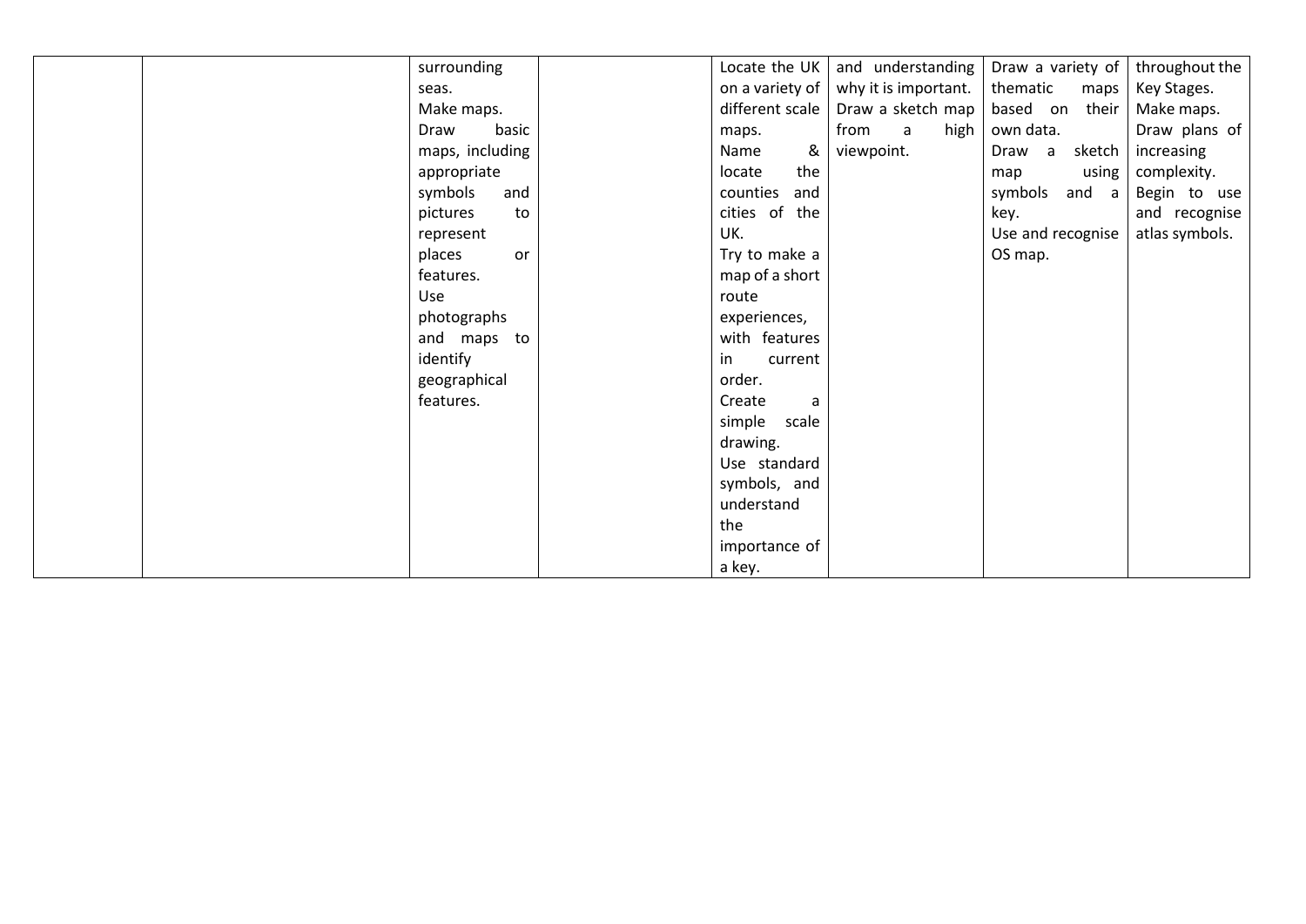| | | | | | | | |
|---|---|---|---|---|---|---|---|
| | | surrounding seas. Make maps. Draw basic maps, including appropriate symbols and pictures to represent places or features. Use photographs and maps to identify geographical features. | | Locate the UK on a variety of different scale maps. Name & locate the counties and cities of the UK. Try to make a map of a short route experiences, with features in current order. Create a simple scale drawing. Use standard symbols, and understand the importance of a key. | and understanding why it is important. Draw a sketch map from a high viewpoint. | Draw a variety of thematic maps based on their own data. Draw a sketch map using symbols and a key. Use and recognise OS map. | throughout the Key Stages. Make maps. Draw plans of increasing complexity. Begin to use and recognise atlas symbols. |